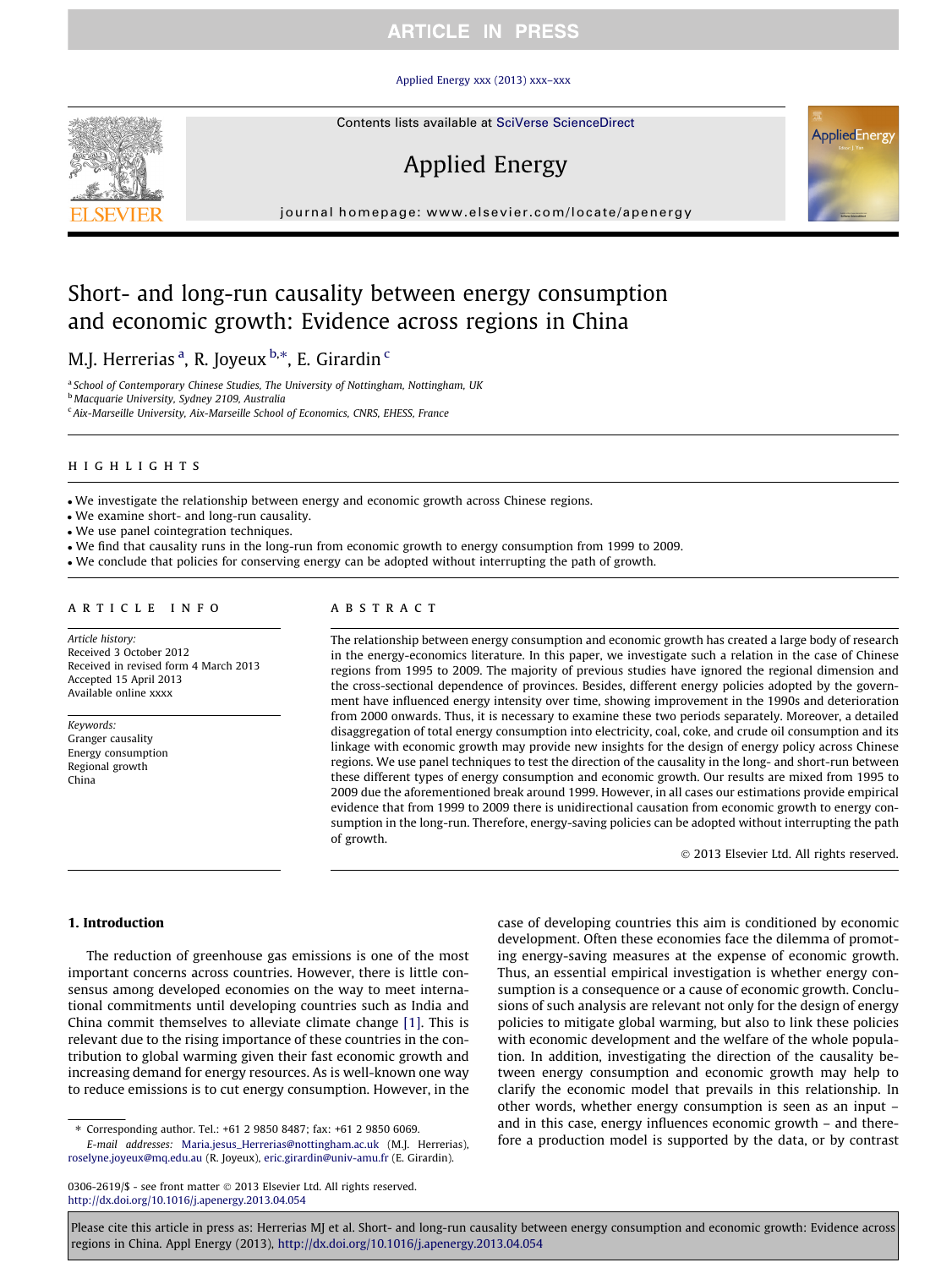# Short- and long-run causality between energy consumption and economic growth: Evidence across regions in China

M.J. Herrerias [a], R. Joyeux [b,*], E. Girardin [c]

[a] School of Contemporary Chinese Studies, The University of Nottingham, Nottingham, UK
[b] Macquarie University, Sydney 2109, Australia
[c] Aix-Marseille University, Aix-Marseille School of Economics, CNRS, EHESS, France

## HIGHLIGHTS

- We investigate the relationship between energy and economic growth across Chinese regions.
- We examine short- and long-run causality.
- We use panel cointegration techniques.
- We find that causality runs in the long-run from economic growth to energy consumption from 1999 to 2009.
- We conclude that policies for conserving energy can be adopted without interrupting the path of growth.

## ARTICLE INFO

*Article history:*
Received 3 October 2012
Received in revised form 4 March 2013
Accepted 15 April 2013
Available online xxxx

*Keywords:*
Granger causality
Energy consumption
Regional growth
China

## ABSTRACT

The relationship between energy consumption and economic growth has created a large body of research in the energy-economics literature. In this paper, we investigate such a relation in the case of Chinese regions from 1995 to 2009. The majority of previous studies have ignored the regional dimension and the cross-sectional dependence of provinces. Besides, different energy policies adopted by the government have influenced energy intensity over time, showing improvement in the 1990s and deterioration from 2000 onwards. Thus, it is necessary to examine these two periods separately. Moreover, a detailed disaggregation of total energy consumption into electricity, coal, coke, and crude oil consumption and its linkage with economic growth may provide new insights for the design of energy policy across Chinese regions. We use panel techniques to test the direction of the causality in the long- and short-run between these different types of energy consumption and economic growth. Our results are mixed from 1995 to 2009 due the aforementioned break around 1999. However, in all cases our estimations provide empirical evidence that from 1999 to 2009 there is unidirectional causation from economic growth to energy consumption in the long-run. Therefore, energy-saving policies can be adopted without interrupting the path of growth.

© 2013 Elsevier Ltd. All rights reserved.

## 1. Introduction

The reduction of greenhouse gas emissions is one of the most important concerns across countries. However, there is little consensus among developed economies on the way to meet international commitments until developing countries such as India and China commit themselves to alleviate climate change [1]. This is relevant due to the rising importance of these countries in the contribution to global warming given their fast economic growth and increasing demand for energy resources. As is well-known one way to reduce emissions is to cut energy consumption. However, in the case of developing countries this aim is conditioned by economic development. Often these economies face the dilemma of promoting energy-saving measures at the expense of economic growth. Thus, an essential empirical investigation is whether energy consumption is a consequence or a cause of economic growth. Conclusions of such analysis are relevant not only for the design of energy policies to mitigate global warming, but also to link these policies with economic development and the welfare of the whole population. In addition, investigating the direction of the causality between energy consumption and economic growth may help to clarify the economic model that prevails in this relationship. In other words, whether energy consumption is seen as an input – and in this case, energy influences economic growth – and therefore a production model is supported by the data, or by contrast

---

* Corresponding author. Tel.: +61 2 9850 8487; fax: +61 2 9850 6069.
*E-mail addresses:* Maria.jesus_Herrerias@nottingham.ac.uk (M.J. Herrerias), roselyne.joyeux@mq.edu.au (R. Joyeux), eric.girardin@univ-amu.fr (E. Girardin).

0306-2619/$ - see front matter © 2013 Elsevier Ltd. All rights reserved.
http://dx.doi.org/10.1016/j.apenergy.2013.04.054

Please cite this article in press as: Herrerias MJ et al. Short- and long-run causality between energy consumption and economic growth: Evidence across regions in China. Appl Energy (2013), http://dx.doi.org/10.1016/j.apenergy.2013.04.054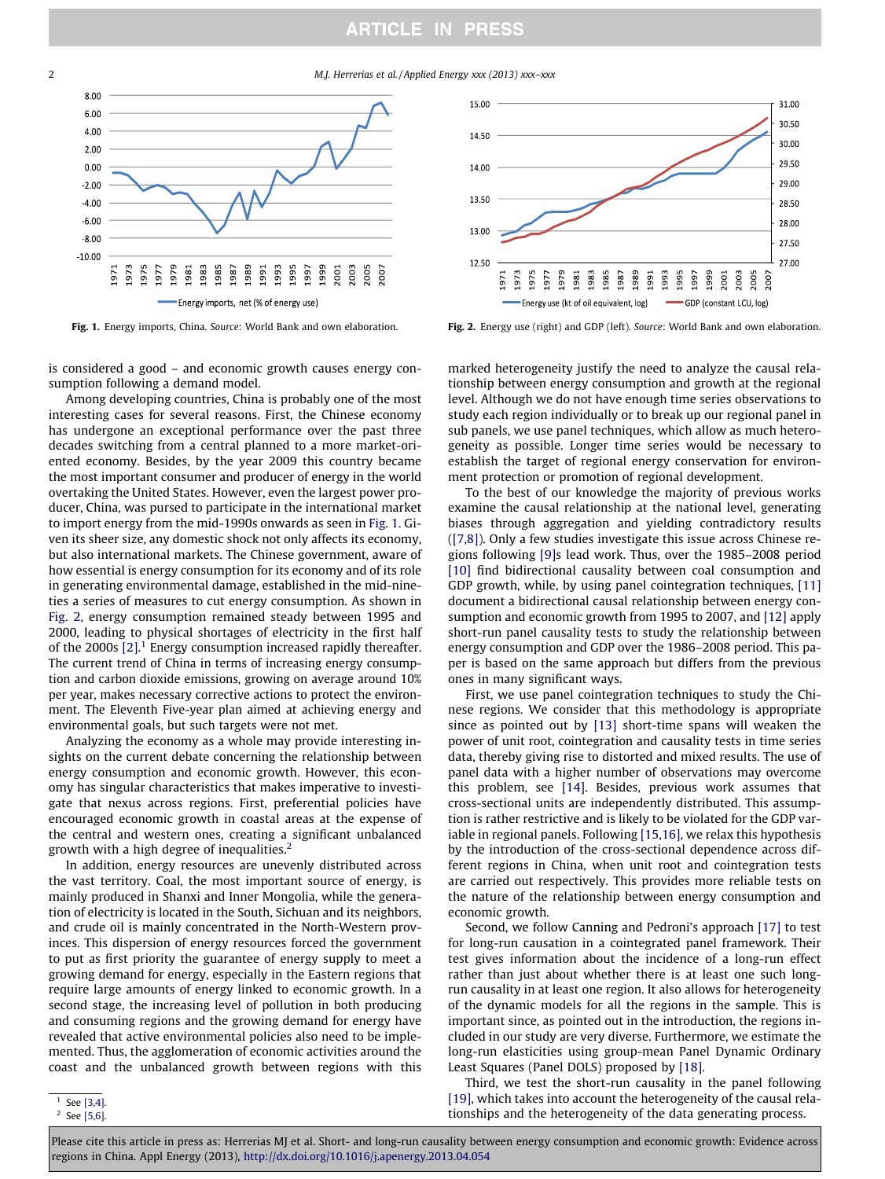Fig. 1. Energy imports, China. *Source*: World Bank and own elaboration.

Fig. 2. Energy use (right) and GDP (left). *Source*: World Bank and own elaboration.

is considered a good – and economic growth causes energy consumption following a demand model.

Among developing countries, China is probably one of the most interesting cases for several reasons. First, the Chinese economy has undergone an exceptional performance over the past three decades switching from a central planned to a more market-oriented economy. Besides, by the year 2009 this country became the most important consumer and producer of energy in the world overtaking the United States. However, even the largest power producer, China, was pursued to participate in the international market to import energy from the mid-1990s onwards as seen in Fig. 1. Given its sheer size, any domestic shock not only affects its economy, but also international markets. The Chinese government, aware of how essential is energy consumption for its economy and of its role in generating environmental damage, established in the mid-nineties a series of measures to cut energy consumption. As shown in Fig. 2, energy consumption remained steady between 1995 and 2000, leading to physical shortages of electricity in the first half of the 2000s [2].[1] Energy consumption increased rapidly thereafter. The current trend of China in terms of increasing energy consumption and carbon dioxide emissions, growing on average around 10% per year, makes necessary corrective actions to protect the environment. The Eleventh Five-year plan aimed at achieving energy and environmental goals, but such targets were not met.

Analyzing the economy as a whole may provide interesting insights on the current debate concerning the relationship between energy consumption and economic growth. However, this economy has singular characteristics that makes imperative to investigate that nexus across regions. First, preferential policies have encouraged economic growth in coastal areas at the expense of the central and western ones, creating a significant unbalanced growth with a high degree of inequalities.[2]

In addition, energy resources are unevenly distributed across the vast territory. Coal, the most important source of energy, is mainly produced in Shanxi and Inner Mongolia, while the generation of electricity is located in the South, Sichuan and its neighbors, and crude oil is mainly concentrated in the North-Western provinces. This dispersion of energy resources forced the government to put as first priority the guarantee of energy supply to meet a growing demand for energy, especially in the Eastern regions that require large amounts of energy linked to economic growth. In a second stage, the increasing level of pollution in both producing and consuming regions and the growing demand for energy have revealed that active environmental policies also need to be implemented. Thus, the agglomeration of economic activities around the coast and the unbalanced growth between regions with this marked heterogeneity justify the need to analyze the causal relationship between energy consumption and growth at the regional level. Although we do not have enough time series observations to study each region individually or to break up our regional panel in sub panels, we use panel techniques, which allow as much heterogeneity as possible. Longer time series would be necessary to establish the target of regional energy conservation for environment protection or promotion of regional development.

To the best of our knowledge the majority of previous works examine the causal relationship at the national level, generating biases through aggregation and yielding contradictory results ([7,8]). Only a few studies investigate this issue across Chinese regions following [9]s lead work. Thus, over the 1985–2008 period [10] find bidirectional causality between coal consumption and GDP growth, while, by using panel cointegration techniques, [11] document a bidirectional causal relationship between energy consumption and economic growth from 1995 to 2007, and [12] apply short-run panel causality tests to study the relationship between energy consumption and GDP over the 1986–2008 period. This paper is based on the same approach but differs from the previous ones in many significant ways.

First, we use panel cointegration techniques to study the Chinese regions. We consider that this methodology is appropriate since as pointed out by [13] short-time spans will weaken the power of unit root, cointegration and causality tests in time series data, thereby giving rise to distorted and mixed results. The use of panel data with a higher number of observations may overcome this problem, see [14]. Besides, previous work assumes that cross-sectional units are independently distributed. This assumption is rather restrictive and is likely to be violated for the GDP variable in regional panels. Following [15,16], we relax this hypothesis by the introduction of the cross-sectional dependence across different regions in China, when unit root and cointegration tests are carried out respectively. This provides more reliable tests on the nature of the relationship between energy consumption and economic growth.

Second, we follow Canning and Pedroni's approach [17] to test for long-run causation in a cointegrated panel framework. Their test gives information about the incidence of a long-run effect rather than just about whether there is at least one such long-run causality in at least one region. It also allows for heterogeneity of the dynamic models for all the regions in the sample. This is important since, as pointed out in the introduction, the regions included in our study are very diverse. Furthermore, we estimate the long-run elasticities using group-mean Panel Dynamic Ordinary Least Squares (Panel DOLS) proposed by [18].

Third, we test the short-run causality in the panel following [19], which takes into account the heterogeneity of the causal relationships and the heterogeneity of the data generating process.

[1] See [3,4].

[2] See [5,6].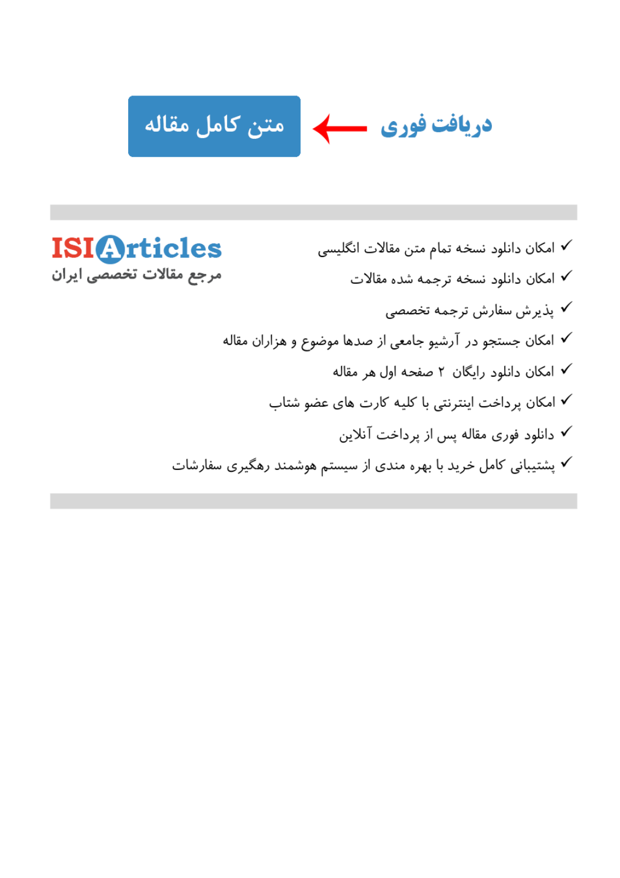دریافت فوری ← **متن کامل مقاله**

**ISIArticles**
مرجع مقالات تخصصی ایران

- ✓ امکان دانلود نسخه تمام متن مقالات انگلیسی
- ✓ امکان دانلود نسخه ترجمه شده مقالات
- ✓ پذیرش سفارش ترجمه تخصصی
- ✓ امکان جستجو در آرشیو جامعی از صدها موضوع و هزاران مقاله
- ✓ امکان دانلود رایگان ۲ صفحه اول هر مقاله
- ✓ امکان پرداخت اینترنتی با کلیه کارت های عضو شتاب
- ✓ دانلود فوری مقاله پس از پرداخت آنلاین
- ✓ پشتیبانی کامل خرید با بهره مندی از سیستم هوشمند رهگیری سفارشات